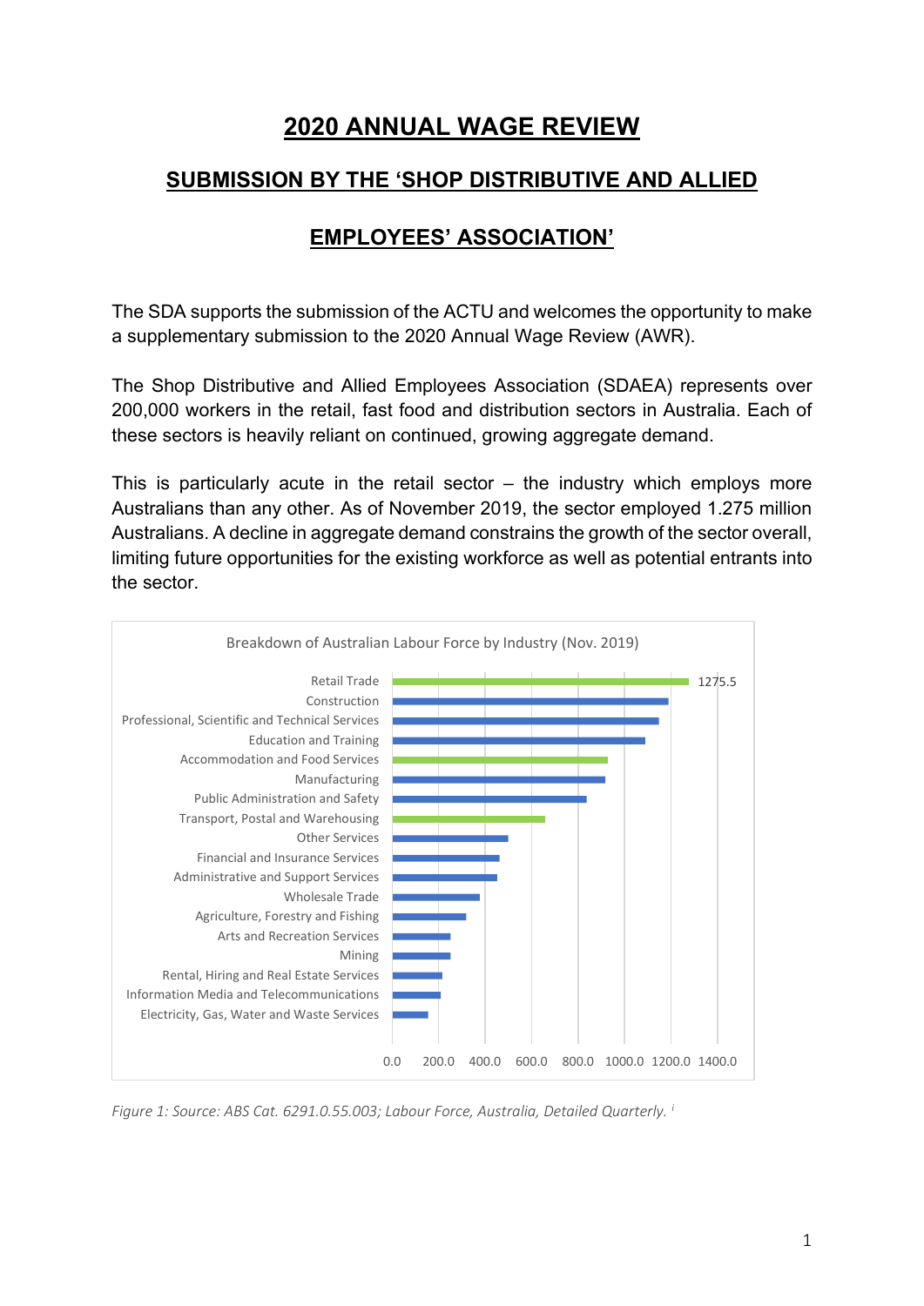# 2020 ANNUAL WAGE REVIEW

## SUBMISSION BY THE 'SHOP DISTRIBUTIVE AND ALLIED EMPLOYEES' ASSOCIATION'

The SDA supports the submission of the ACTU and welcomes the opportunity to make a supplementary submission to the 2020 Annual Wage Review (AWR).

The Shop Distributive and Allied Employees Association (SDAEA) represents over 200,000 workers in the retail, fast food and distribution sectors in Australia. Each of these sectors is heavily reliant on continued, growing aggregate demand.

This is particularly acute in the retail sector – the industry which employs more Australians than any other. As of November 2019, the sector employed 1.275 million Australians. A decline in aggregate demand constrains the growth of the sector overall, limiting future opportunities for the existing workforce as well as potential entrants into the sector.

Breakdown of Australian Labour Force by Industry (Nov. 2019)

| Industry | Value |
|---|---|
| Retail Trade | 1275.5 |
| Construction | |
| Professional, Scientific and Technical Services | |
| Education and Training | |
| Accommodation and Food Services | |
| Manufacturing | |
| Public Administration and Safety | |
| Transport, Postal and Warehousing | |
| Other Services | |
| Financial and Insurance Services | |
| Administrative and Support Services | |
| Wholesale Trade | |
| Agriculture, Forestry and Fishing | |
| Arts and Recreation Services | |
| Mining | |
| Rental, Hiring and Real Estate Services | |
| Information Media and Telecommunications | |
| Electricity, Gas, Water and Waste Services | |

*Figure 1: Source: ABS Cat. 6291.0.55.003; Labour Force, Australia, Detailed Quarterly.* [i]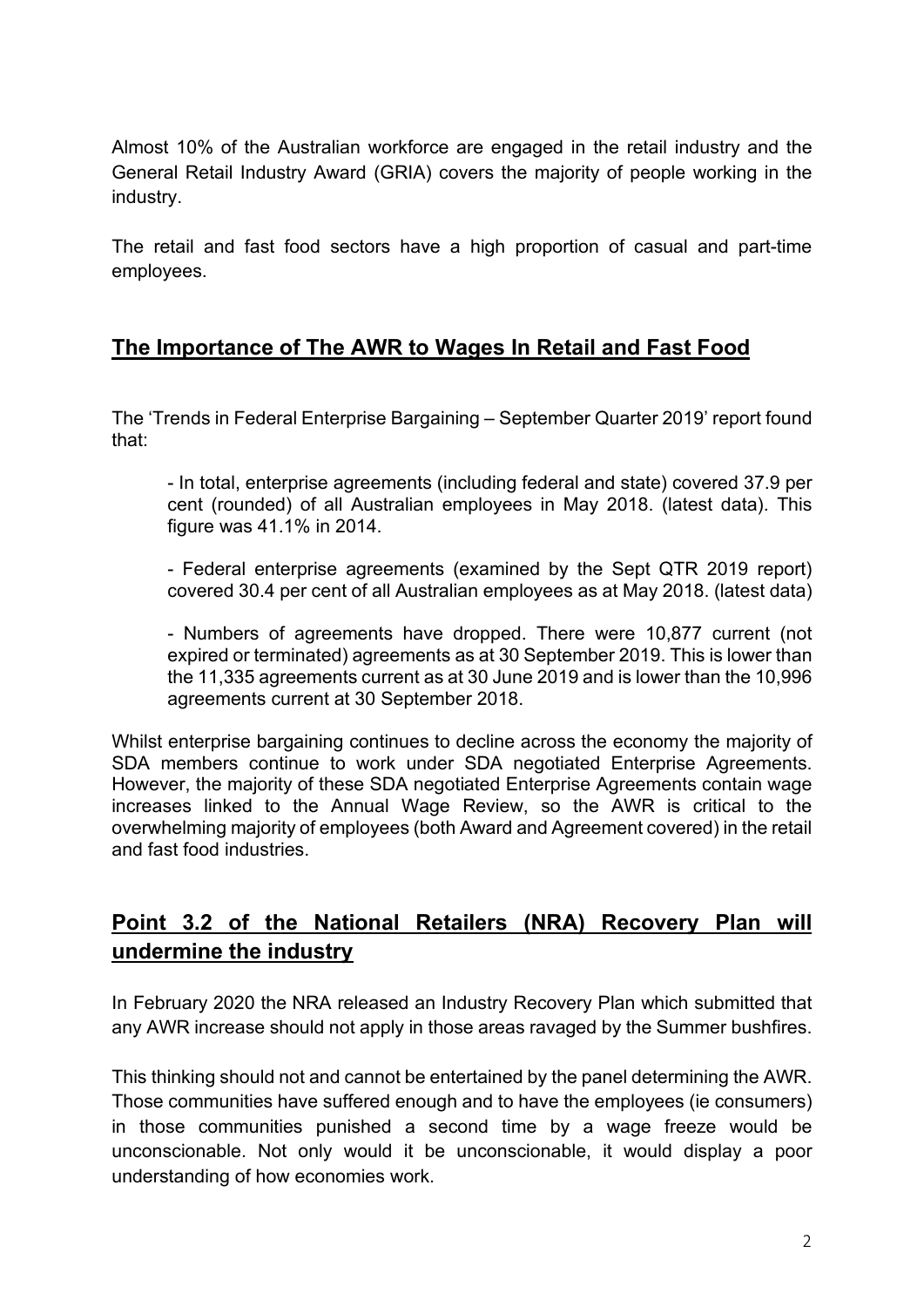Almost 10% of the Australian workforce are engaged in the retail industry and the General Retail Industry Award (GRIA) covers the majority of people working in the industry.

The retail and fast food sectors have a high proportion of casual and part-time employees.

## The Importance of The AWR to Wages In Retail and Fast Food

The 'Trends in Federal Enterprise Bargaining – September Quarter 2019' report found that:

> - In total, enterprise agreements (including federal and state) covered 37.9 per cent (rounded) of all Australian employees in May 2018. (latest data). This figure was 41.1% in 2014.
>
> - Federal enterprise agreements (examined by the Sept QTR 2019 report) covered 30.4 per cent of all Australian employees as at May 2018. (latest data)
>
> - Numbers of agreements have dropped. There were 10,877 current (not expired or terminated) agreements as at 30 September 2019. This is lower than the 11,335 agreements current as at 30 June 2019 and is lower than the 10,996 agreements current at 30 September 2018.

Whilst enterprise bargaining continues to decline across the economy the majority of SDA members continue to work under SDA negotiated Enterprise Agreements. However, the majority of these SDA negotiated Enterprise Agreements contain wage increases linked to the Annual Wage Review, so the AWR is critical to the overwhelming majority of employees (both Award and Agreement covered) in the retail and fast food industries.

## Point 3.2 of the National Retailers (NRA) Recovery Plan will undermine the industry

In February 2020 the NRA released an Industry Recovery Plan which submitted that any AWR increase should not apply in those areas ravaged by the Summer bushfires.

This thinking should not and cannot be entertained by the panel determining the AWR. Those communities have suffered enough and to have the employees (ie consumers) in those communities punished a second time by a wage freeze would be unconscionable. Not only would it be unconscionable, it would display a poor understanding of how economies work.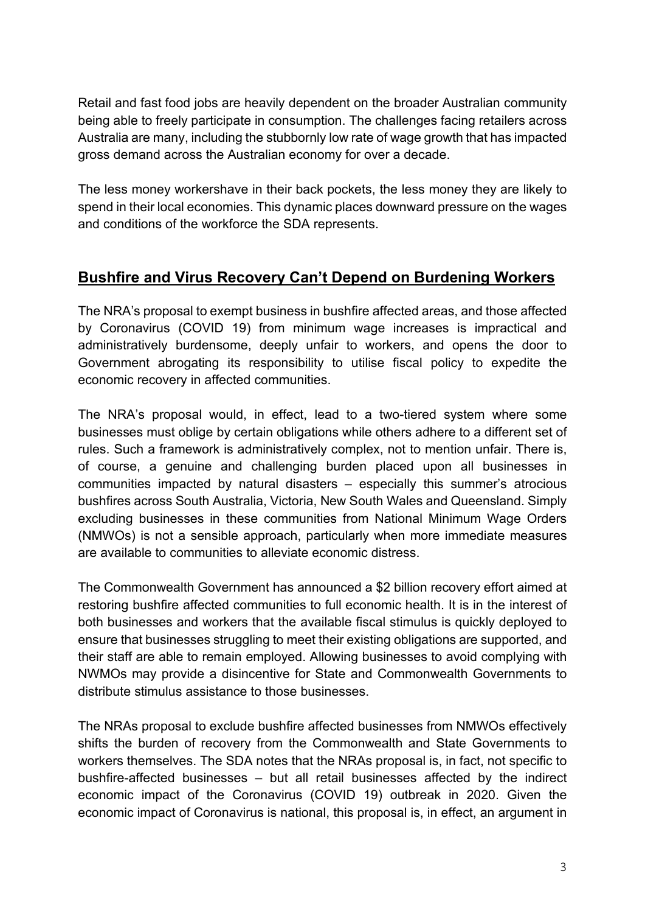Retail and fast food jobs are heavily dependent on the broader Australian community being able to freely participate in consumption. The challenges facing retailers across Australia are many, including the stubbornly low rate of wage growth that has impacted gross demand across the Australian economy for over a decade.

The less money workershave in their back pockets, the less money they are likely to spend in their local economies. This dynamic places downward pressure on the wages and conditions of the workforce the SDA represents.

## Bushfire and Virus Recovery Can't Depend on Burdening Workers

The NRA's proposal to exempt business in bushfire affected areas, and those affected by Coronavirus (COVID 19) from minimum wage increases is impractical and administratively burdensome, deeply unfair to workers, and opens the door to Government abrogating its responsibility to utilise fiscal policy to expedite the economic recovery in affected communities.

The NRA's proposal would, in effect, lead to a two-tiered system where some businesses must oblige by certain obligations while others adhere to a different set of rules. Such a framework is administratively complex, not to mention unfair. There is, of course, a genuine and challenging burden placed upon all businesses in communities impacted by natural disasters – especially this summer's atrocious bushfires across South Australia, Victoria, New South Wales and Queensland. Simply excluding businesses in these communities from National Minimum Wage Orders (NMWOs) is not a sensible approach, particularly when more immediate measures are available to communities to alleviate economic distress.

The Commonwealth Government has announced a $2 billion recovery effort aimed at restoring bushfire affected communities to full economic health. It is in the interest of both businesses and workers that the available fiscal stimulus is quickly deployed to ensure that businesses struggling to meet their existing obligations are supported, and their staff are able to remain employed. Allowing businesses to avoid complying with NWMOs may provide a disincentive for State and Commonwealth Governments to distribute stimulus assistance to those businesses.

The NRAs proposal to exclude bushfire affected businesses from NMWOs effectively shifts the burden of recovery from the Commonwealth and State Governments to workers themselves. The SDA notes that the NRAs proposal is, in fact, not specific to bushfire-affected businesses – but all retail businesses affected by the indirect economic impact of the Coronavirus (COVID 19) outbreak in 2020. Given the economic impact of Coronavirus is national, this proposal is, in effect, an argument in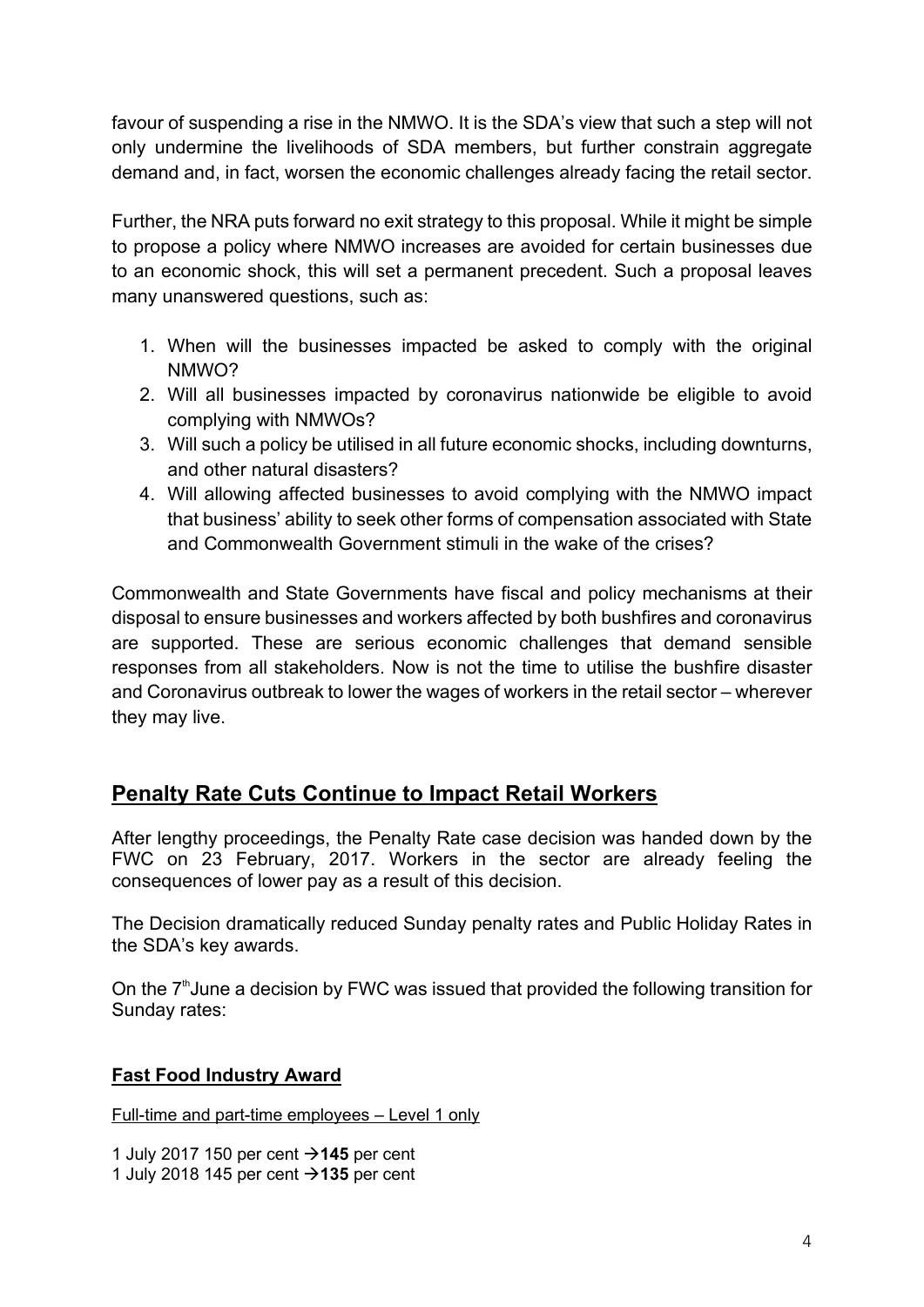favour of suspending a rise in the NMWO. It is the SDA's view that such a step will not only undermine the livelihoods of SDA members, but further constrain aggregate demand and, in fact, worsen the economic challenges already facing the retail sector.

Further, the NRA puts forward no exit strategy to this proposal. While it might be simple to propose a policy where NMWO increases are avoided for certain businesses due to an economic shock, this will set a permanent precedent. Such a proposal leaves many unanswered questions, such as:

1. When will the businesses impacted be asked to comply with the original NMWO?
2. Will all businesses impacted by coronavirus nationwide be eligible to avoid complying with NMWOs?
3. Will such a policy be utilised in all future economic shocks, including downturns, and other natural disasters?
4. Will allowing affected businesses to avoid complying with the NMWO impact that business' ability to seek other forms of compensation associated with State and Commonwealth Government stimuli in the wake of the crises?

Commonwealth and State Governments have fiscal and policy mechanisms at their disposal to ensure businesses and workers affected by both bushfires and coronavirus are supported. These are serious economic challenges that demand sensible responses from all stakeholders. Now is not the time to utilise the bushfire disaster and Coronavirus outbreak to lower the wages of workers in the retail sector – wherever they may live.

## Penalty Rate Cuts Continue to Impact Retail Workers

After lengthy proceedings, the Penalty Rate case decision was handed down by the FWC on 23 February, 2017. Workers in the sector are already feeling the consequences of lower pay as a result of this decision.

The Decision dramatically reduced Sunday penalty rates and Public Holiday Rates in the SDA's key awards.

On the 7th June a decision by FWC was issued that provided the following transition for Sunday rates:

### Fast Food Industry Award

Full-time and part-time employees – Level 1 only

1 July 2017 150 per cent →**145** per cent
1 July 2018 145 per cent →**135** per cent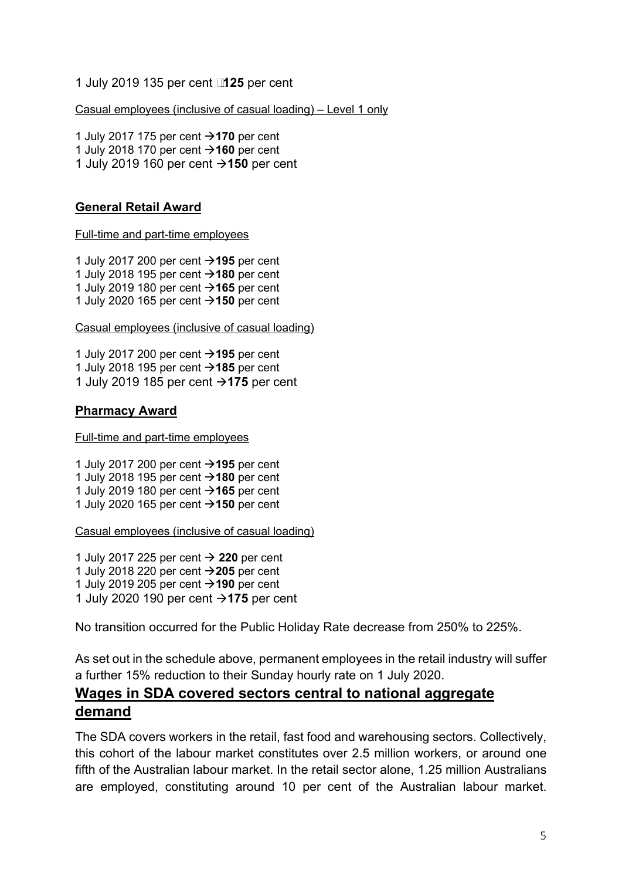1 July 2019 135 per cent **125** per cent

Casual employees (inclusive of casual loading) – Level 1 only

1 July 2017 175 per cent →**170** per cent
1 July 2018 170 per cent →**160** per cent
1 July 2019 160 per cent →**150** per cent

**General Retail Award**

Full-time and part-time employees

1 July 2017 200 per cent →**195** per cent
1 July 2018 195 per cent →**180** per cent
1 July 2019 180 per cent →**165** per cent
1 July 2020 165 per cent →**150** per cent

Casual employees (inclusive of casual loading)

1 July 2017 200 per cent →**195** per cent
1 July 2018 195 per cent →**185** per cent
1 July 2019 185 per cent →**175** per cent

**Pharmacy Award**

Full-time and part-time employees

1 July 2017 200 per cent →**195** per cent
1 July 2018 195 per cent →**180** per cent
1 July 2019 180 per cent →**165** per cent
1 July 2020 165 per cent →**150** per cent

Casual employees (inclusive of casual loading)

1 July 2017 225 per cent → **220** per cent
1 July 2018 220 per cent →**205** per cent
1 July 2019 205 per cent →**190** per cent
1 July 2020 190 per cent →**175** per cent

No transition occurred for the Public Holiday Rate decrease from 250% to 225%.

As set out in the schedule above, permanent employees in the retail industry will suffer a further 15% reduction to their Sunday hourly rate on 1 July 2020.

## Wages in SDA covered sectors central to national aggregate demand

The SDA covers workers in the retail, fast food and warehousing sectors. Collectively, this cohort of the labour market constitutes over 2.5 million workers, or around one fifth of the Australian labour market. In the retail sector alone, 1.25 million Australians are employed, constituting around 10 per cent of the Australian labour market.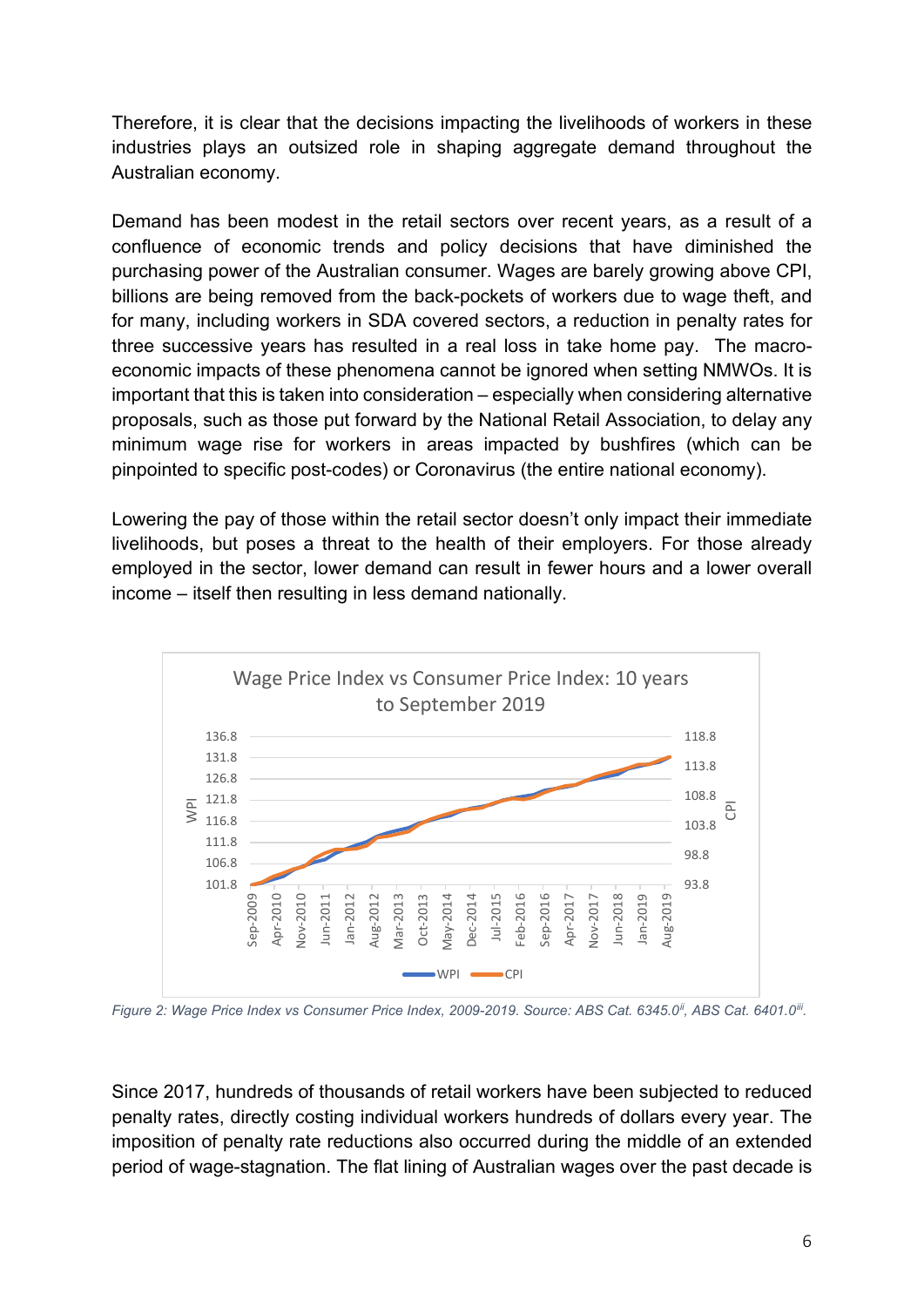Therefore, it is clear that the decisions impacting the livelihoods of workers in these industries plays an outsized role in shaping aggregate demand throughout the Australian economy.

Demand has been modest in the retail sectors over recent years, as a result of a confluence of economic trends and policy decisions that have diminished the purchasing power of the Australian consumer. Wages are barely growing above CPI, billions are being removed from the back-pockets of workers due to wage theft, and for many, including workers in SDA covered sectors, a reduction in penalty rates for three successive years has resulted in a real loss in take home pay. The macro-economic impacts of these phenomena cannot be ignored when setting NMWOs. It is important that this is taken into consideration – especially when considering alternative proposals, such as those put forward by the National Retail Association, to delay any minimum wage rise for workers in areas impacted by bushfires (which can be pinpointed to specific post-codes) or Coronavirus (the entire national economy).

Lowering the pay of those within the retail sector doesn't only impact their immediate livelihoods, but poses a threat to the health of their employers. For those already employed in the sector, lower demand can result in fewer hours and a lower overall income – itself then resulting in less demand nationally.

*Figure 2: Wage Price Index vs Consumer Price Index, 2009-2019. Source: ABS Cat. 6345.0[ii], ABS Cat. 6401.0[iii].*

Since 2017, hundreds of thousands of retail workers have been subjected to reduced penalty rates, directly costing individual workers hundreds of dollars every year. The imposition of penalty rate reductions also occurred during the middle of an extended period of wage-stagnation. The flat lining of Australian wages over the past decade is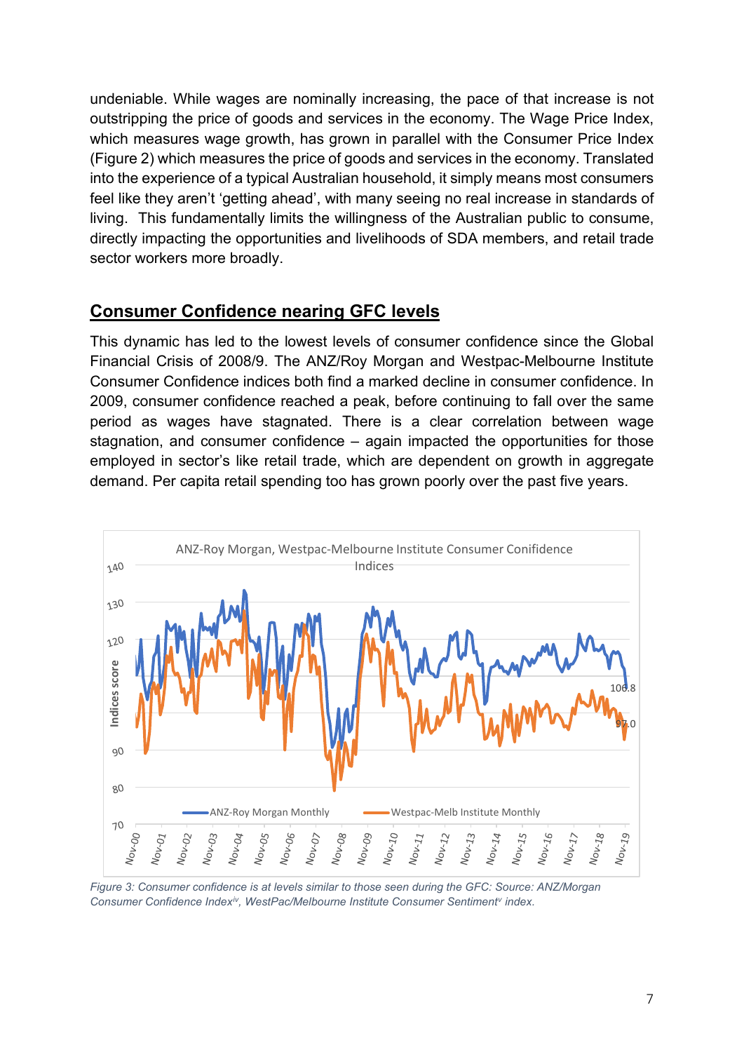undeniable. While wages are nominally increasing, the pace of that increase is not outstripping the price of goods and services in the economy. The Wage Price Index, which measures wage growth, has grown in parallel with the Consumer Price Index (Figure 2) which measures the price of goods and services in the economy. Translated into the experience of a typical Australian household, it simply means most consumers feel like they aren't 'getting ahead', with many seeing no real increase in standards of living. This fundamentally limits the willingness of the Australian public to consume, directly impacting the opportunities and livelihoods of SDA members, and retail trade sector workers more broadly.

## Consumer Confidence nearing GFC levels

This dynamic has led to the lowest levels of consumer confidence since the Global Financial Crisis of 2008/9. The ANZ/Roy Morgan and Westpac-Melbourne Institute Consumer Confidence indices both find a marked decline in consumer confidence. In 2009, consumer confidence reached a peak, before continuing to fall over the same period as wages have stagnated. There is a clear correlation between wage stagnation, and consumer confidence – again impacted the opportunities for those employed in sector's like retail trade, which are dependent on growth in aggregate demand. Per capita retail spending too has grown poorly over the past five years.

*Figure 3: Consumer confidence is at levels similar to those seen during the GFC: Source: ANZ/Morgan Consumer Confidence Index[iv], WestPac/Melbourne Institute Consumer Sentiment[v] index.*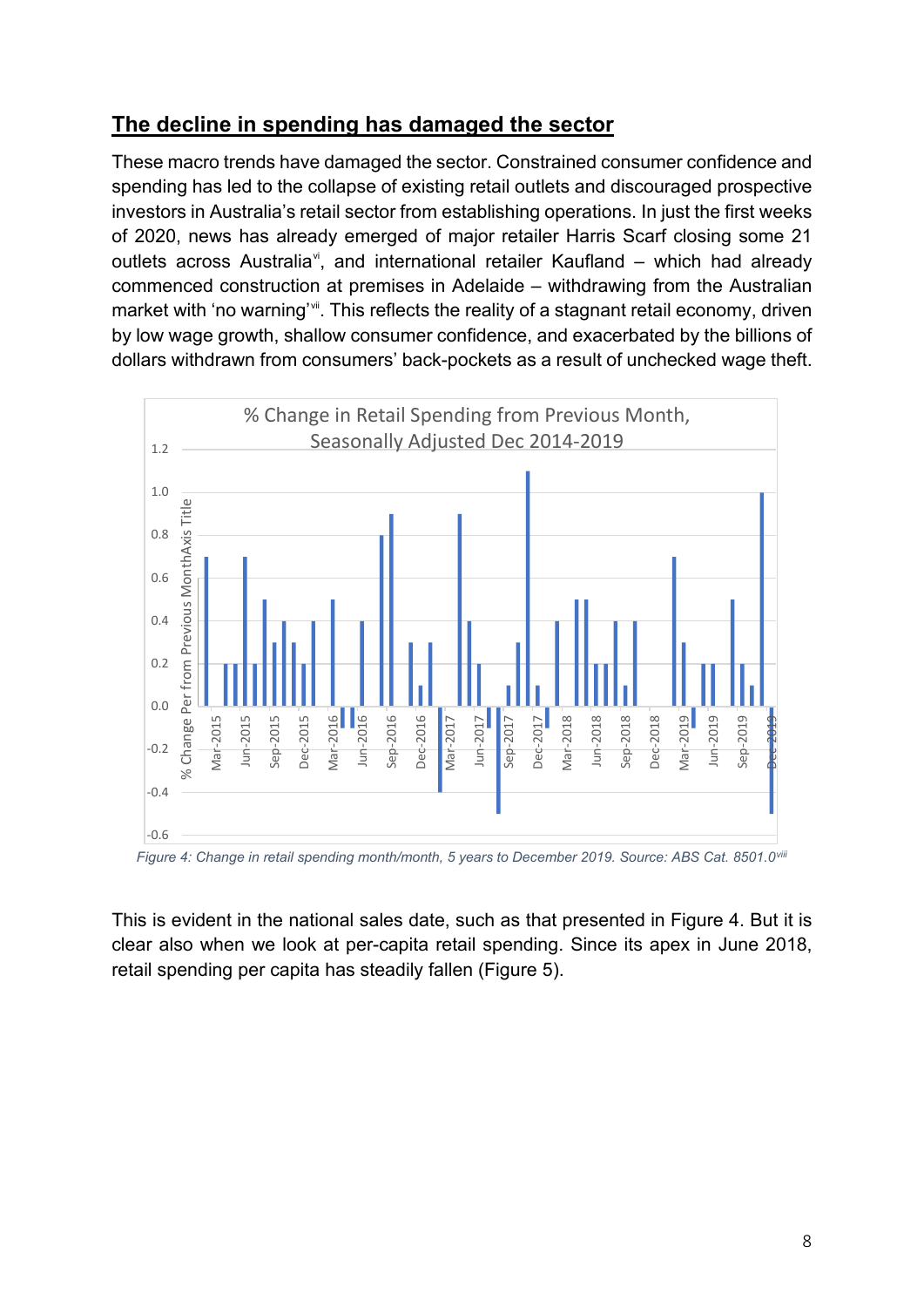## The decline in spending has damaged the sector

These macro trends have damaged the sector. Constrained consumer confidence and spending has led to the collapse of existing retail outlets and discouraged prospective investors in Australia's retail sector from establishing operations. In just the first weeks of 2020, news has already emerged of major retailer Harris Scarf closing some 21 outlets across Australia[vi], and international retailer Kaufland – which had already commenced construction at premises in Adelaide – withdrawing from the Australian market with 'no warning'[vii]. This reflects the reality of a stagnant retail economy, driven by low wage growth, shallow consumer confidence, and exacerbated by the billions of dollars withdrawn from consumers' back-pockets as a result of unchecked wage theft.

*Figure 4: Change in retail spending month/month, 5 years to December 2019. Source: ABS Cat. 8501.0[viii]*

This is evident in the national sales date, such as that presented in Figure 4. But it is clear also when we look at per-capita retail spending. Since its apex in June 2018, retail spending per capita has steadily fallen (Figure 5).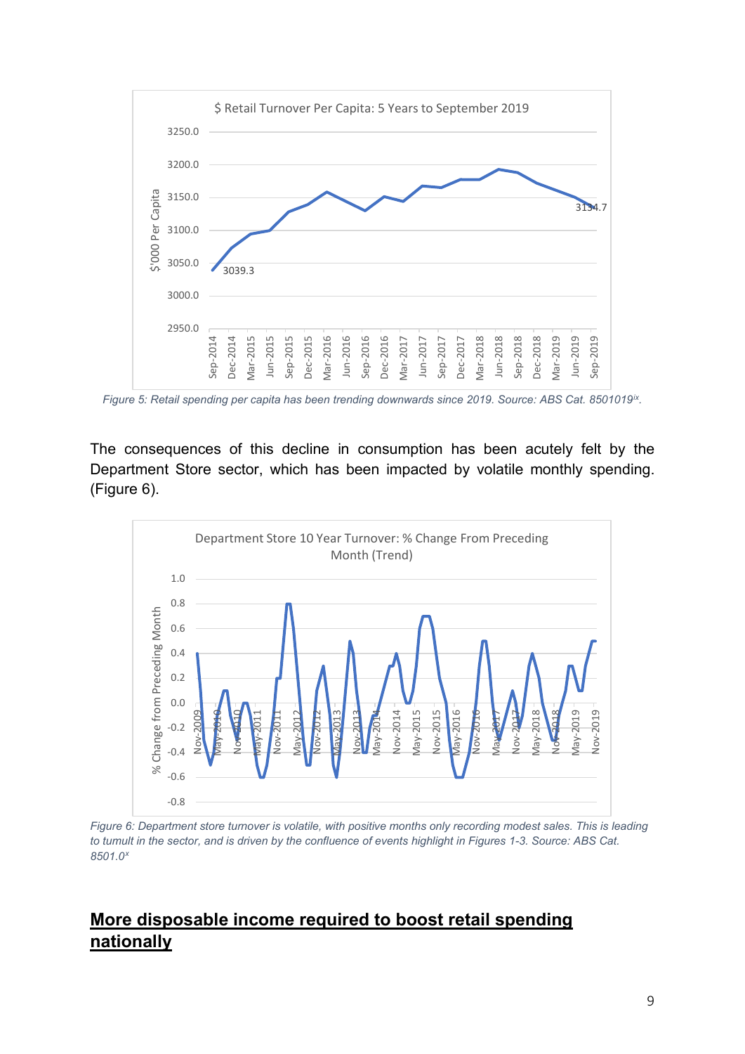Figure 5: Retail spending per capita has been trending downwards since 2019. Source: ABS Cat. 8501019[ix].

The consequences of this decline in consumption has been acutely felt by the Department Store sector, which has been impacted by volatile monthly spending. (Figure 6).

Figure 6: Department store turnover is volatile, with positive months only recording modest sales. This is leading to tumult in the sector, and is driven by the confluence of events highlight in Figures 1-3. Source: ABS Cat. 8501.0[x]

## More disposable income required to boost retail spending nationally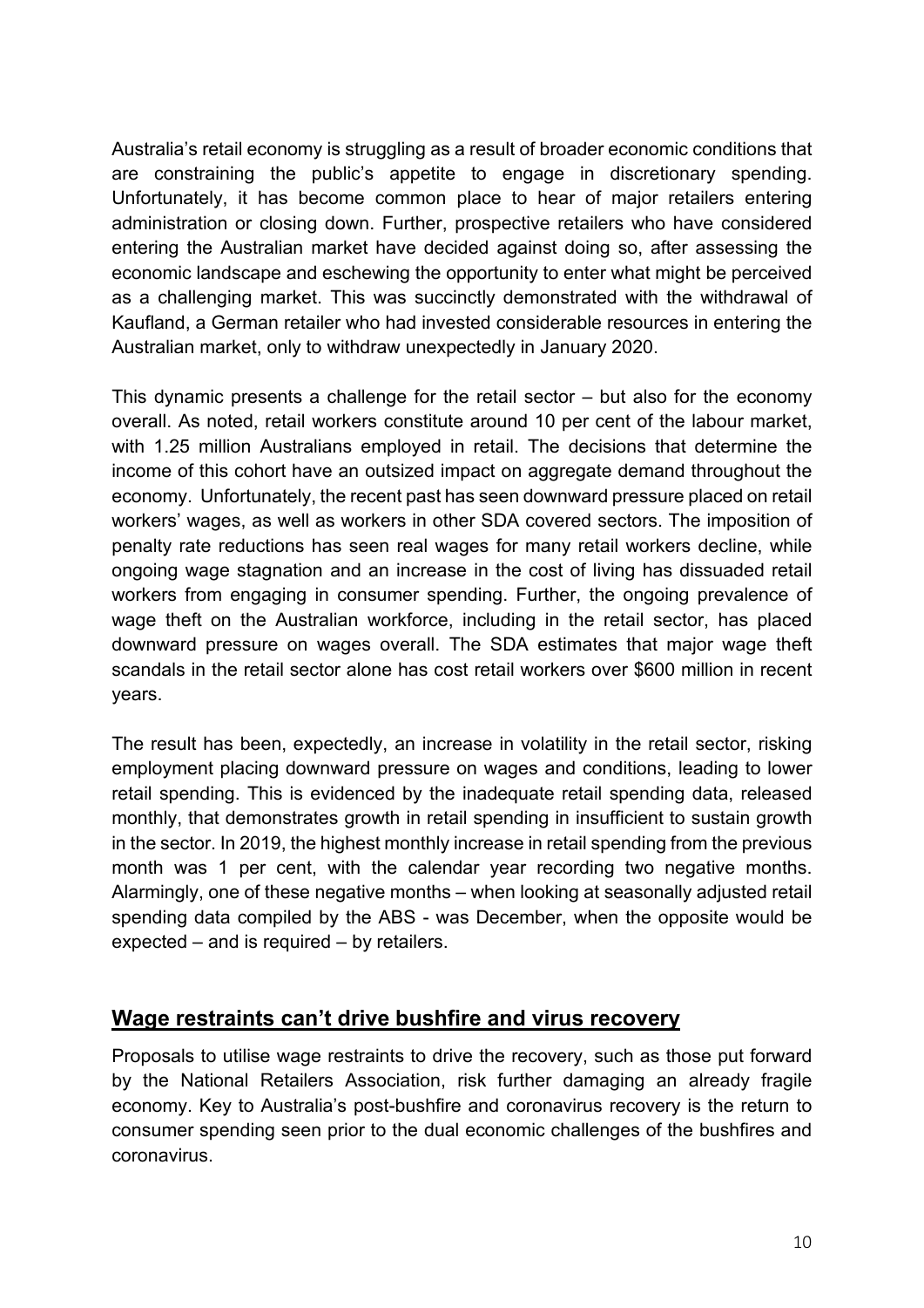Australia's retail economy is struggling as a result of broader economic conditions that are constraining the public's appetite to engage in discretionary spending. Unfortunately, it has become common place to hear of major retailers entering administration or closing down. Further, prospective retailers who have considered entering the Australian market have decided against doing so, after assessing the economic landscape and eschewing the opportunity to enter what might be perceived as a challenging market. This was succinctly demonstrated with the withdrawal of Kaufland, a German retailer who had invested considerable resources in entering the Australian market, only to withdraw unexpectedly in January 2020.

This dynamic presents a challenge for the retail sector – but also for the economy overall. As noted, retail workers constitute around 10 per cent of the labour market, with 1.25 million Australians employed in retail. The decisions that determine the income of this cohort have an outsized impact on aggregate demand throughout the economy. Unfortunately, the recent past has seen downward pressure placed on retail workers' wages, as well as workers in other SDA covered sectors. The imposition of penalty rate reductions has seen real wages for many retail workers decline, while ongoing wage stagnation and an increase in the cost of living has dissuaded retail workers from engaging in consumer spending. Further, the ongoing prevalence of wage theft on the Australian workforce, including in the retail sector, has placed downward pressure on wages overall. The SDA estimates that major wage theft scandals in the retail sector alone has cost retail workers over $600 million in recent years.

The result has been, expectedly, an increase in volatility in the retail sector, risking employment placing downward pressure on wages and conditions, leading to lower retail spending. This is evidenced by the inadequate retail spending data, released monthly, that demonstrates growth in retail spending in insufficient to sustain growth in the sector. In 2019, the highest monthly increase in retail spending from the previous month was 1 per cent, with the calendar year recording two negative months. Alarmingly, one of these negative months – when looking at seasonally adjusted retail spending data compiled by the ABS - was December, when the opposite would be expected – and is required – by retailers.

## Wage restraints can't drive bushfire and virus recovery

Proposals to utilise wage restraints to drive the recovery, such as those put forward by the National Retailers Association, risk further damaging an already fragile economy. Key to Australia's post-bushfire and coronavirus recovery is the return to consumer spending seen prior to the dual economic challenges of the bushfires and coronavirus.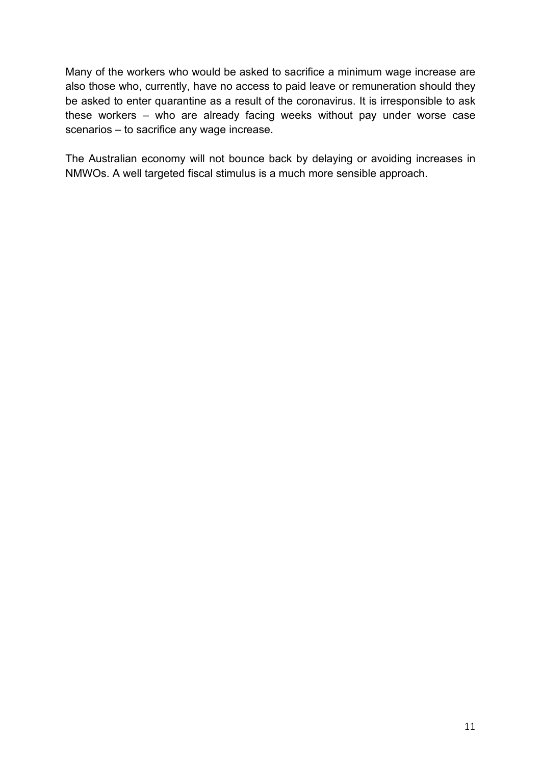Many of the workers who would be asked to sacrifice a minimum wage increase are also those who, currently, have no access to paid leave or remuneration should they be asked to enter quarantine as a result of the coronavirus. It is irresponsible to ask these workers – who are already facing weeks without pay under worse case scenarios – to sacrifice any wage increase.

The Australian economy will not bounce back by delaying or avoiding increases in NMWOs. A well targeted fiscal stimulus is a much more sensible approach.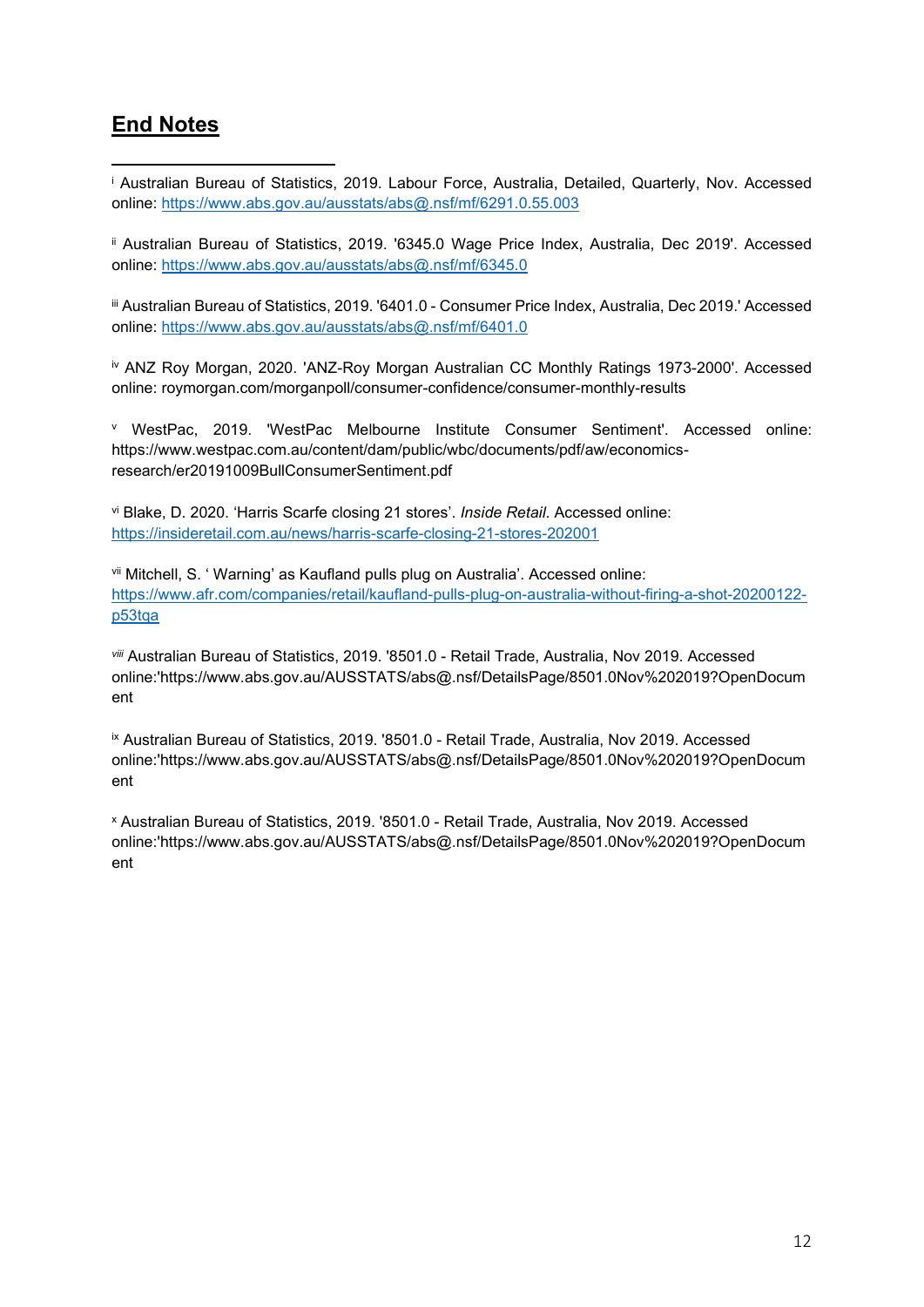## End Notes

[i] Australian Bureau of Statistics, 2019. Labour Force, Australia, Detailed, Quarterly, Nov. Accessed online: https://www.abs.gov.au/ausstats/abs@.nsf/mf/6291.0.55.003

[ii] Australian Bureau of Statistics, 2019. '6345.0 Wage Price Index, Australia, Dec 2019'. Accessed online: https://www.abs.gov.au/ausstats/abs@.nsf/mf/6345.0

[iii] Australian Bureau of Statistics, 2019. '6401.0 - Consumer Price Index, Australia, Dec 2019.' Accessed online: https://www.abs.gov.au/ausstats/abs@.nsf/mf/6401.0

[iv] ANZ Roy Morgan, 2020. 'ANZ-Roy Morgan Australian CC Monthly Ratings 1973-2000'. Accessed online: roymorgan.com/morganpoll/consumer-confidence/consumer-monthly-results

[v] WestPac, 2019. 'WestPac Melbourne Institute Consumer Sentiment'. Accessed online: https://www.westpac.com.au/content/dam/public/wbc/documents/pdf/aw/economics-research/er20191009BullConsumerSentiment.pdf

[vi] Blake, D. 2020. 'Harris Scarfe closing 21 stores'. *Inside Retail*. Accessed online: https://insideretail.com.au/news/harris-scarfe-closing-21-stores-202001

[vii] Mitchell, S. ' Warning' as Kaufland pulls plug on Australia'. Accessed online: https://www.afr.com/companies/retail/kaufland-pulls-plug-on-australia-without-firing-a-shot-20200122-p53tqa

[viii] Australian Bureau of Statistics, 2019. '8501.0 - Retail Trade, Australia, Nov 2019. Accessed online:'https://www.abs.gov.au/AUSSTATS/abs@.nsf/DetailsPage/8501.0Nov%202019?OpenDocument

[ix] Australian Bureau of Statistics, 2019. '8501.0 - Retail Trade, Australia, Nov 2019. Accessed online:'https://www.abs.gov.au/AUSSTATS/abs@.nsf/DetailsPage/8501.0Nov%202019?OpenDocument

[x] Australian Bureau of Statistics, 2019. '8501.0 - Retail Trade, Australia, Nov 2019. Accessed online:'https://www.abs.gov.au/AUSSTATS/abs@.nsf/DetailsPage/8501.0Nov%202019?OpenDocument